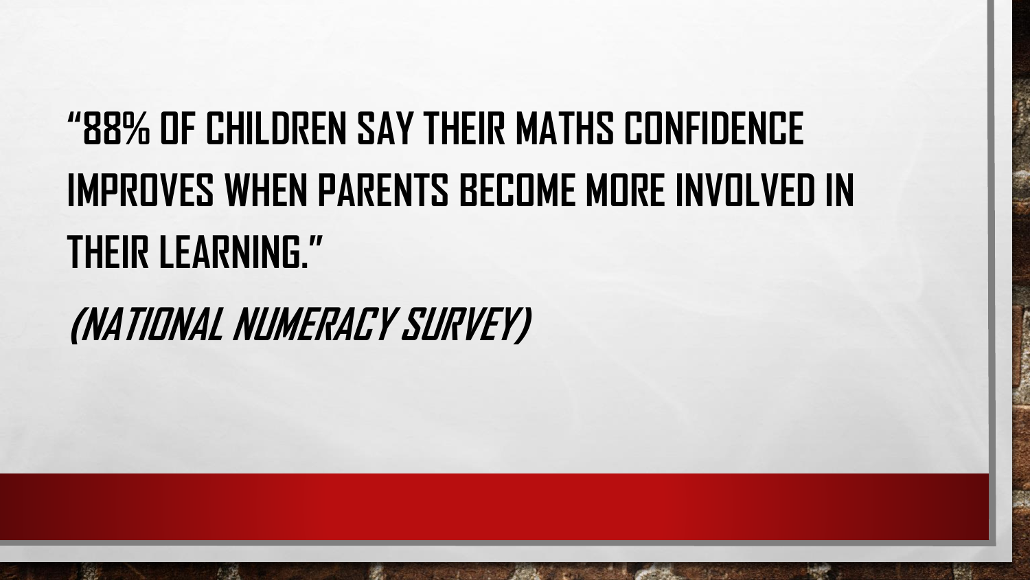"88% OF CHILDREN SAY THEIR MATHS CONFIDENCE IMPROVES WHEN PARENTS BECOME MORE INVOLVED IN THEIR LEARNING."

*(NATIONAL NUMERACY SURVEY)*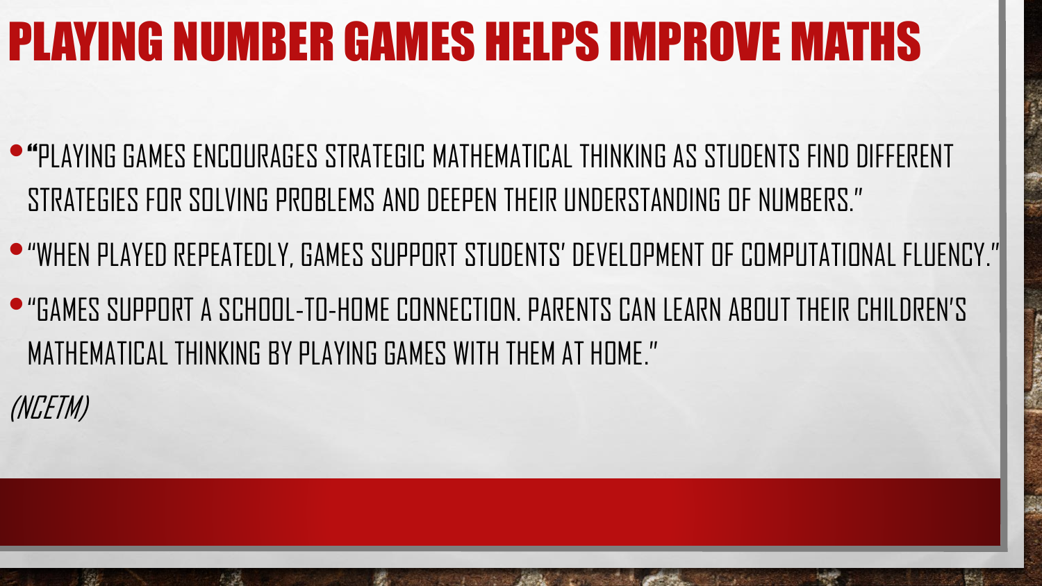# PLAYING NUMBER GAMES HELPS IMPROVE MATHS

- "PLAYING GAMES ENCOURAGES STRATEGIC MATHEMATICAL THINKING AS STUDENTS FIND DIFFERENT STRATEGIES FOR SOLVING PROBLEMS AND DEEPEN THEIR UNDERSTANDING OF NUMBERS."
- "WHEN PLAYED REPEATEDLY, GAMES SUPPORT STUDENTS' DEVELOPMENT OF COMPUTATIONAL FLUENCY."
- "GAMES SUPPORT A SCHOOL-TO-HOME CONNECTION. PARENTS CAN LEARN ABOUT THEIR CHILDREN'S MATHEMATICAL THINKING BY PLAYING GAMES WITH THEM AT HOME."

*(NCETM)*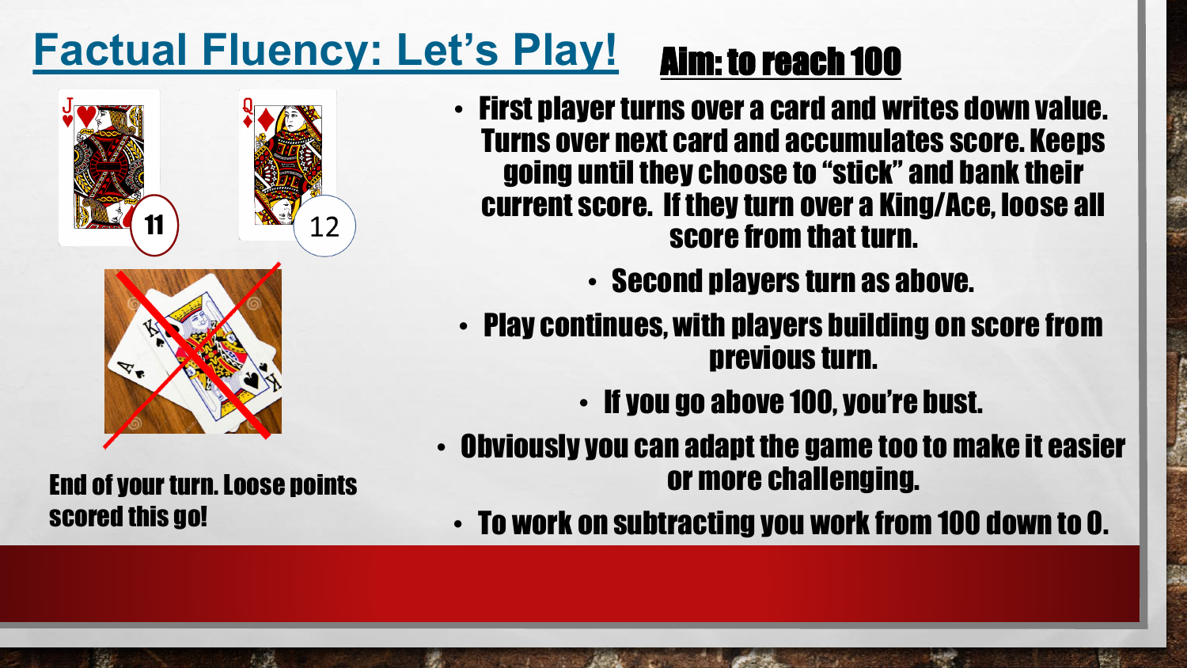# Factual Fluency: Let's Play!

## Aim: to reach 100

11

12

- First player turns over a card and writes down value. Turns over next card and accumulates score. Keeps going until they choose to "stick" and bank their current score. If they turn over a King/Ace, loose all score from that turn.
- Second players turn as above.
- Play continues, with players building on score from previous turn.
- If you go above 100, you're bust.
- Obviously you can adapt the game too to make it easier or more challenging.
- To work on subtracting you work from 100 down to 0.

End of your turn. Loose points scored this go!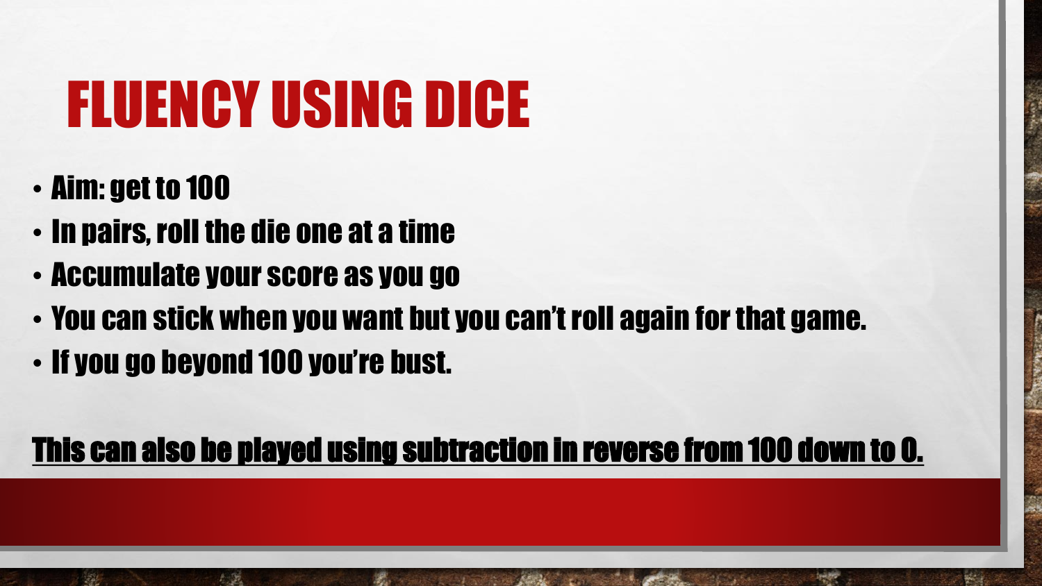# FLUENCY USING DICE

- Aim: get to 100
- In pairs, roll the die one at a time
- Accumulate your score as you go
- You can stick when you want but you can't roll again for that game.
- If you go beyond 100 you're bust.

<u>This can also be played using subtraction in reverse from 100 down to 0.</u>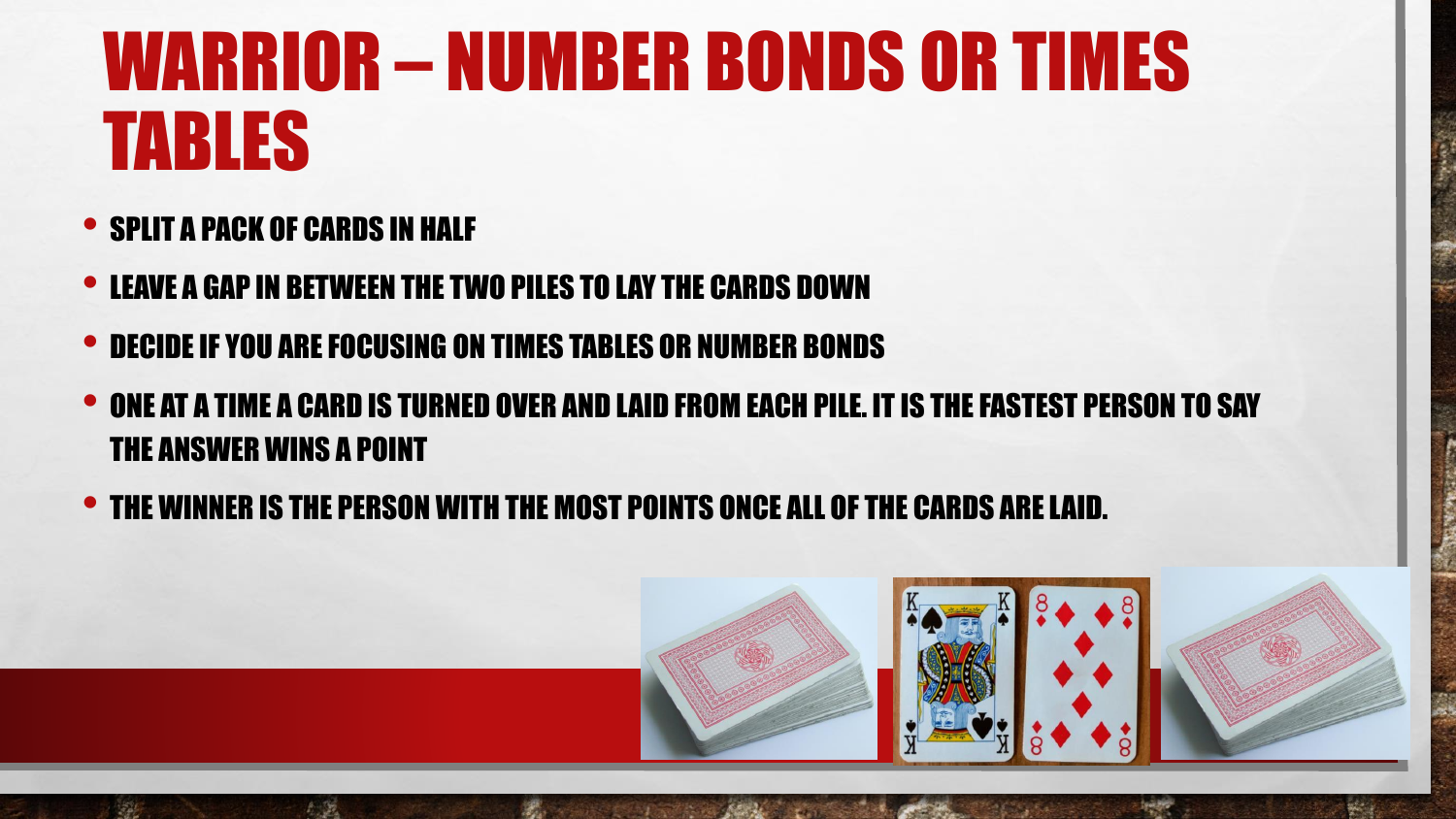# WARRIOR – NUMBER BONDS OR TIMES TABLES

- SPLIT A PACK OF CARDS IN HALF
- LEAVE A GAP IN BETWEEN THE TWO PILES TO LAY THE CARDS DOWN
- DECIDE IF YOU ARE FOCUSING ON TIMES TABLES OR NUMBER BONDS
- ONE AT A TIME A CARD IS TURNED OVER AND LAID FROM EACH PILE. IT IS THE FASTEST PERSON TO SAY THE ANSWER WINS A POINT
- THE WINNER IS THE PERSON WITH THE MOST POINTS ONCE ALL OF THE CARDS ARE LAID.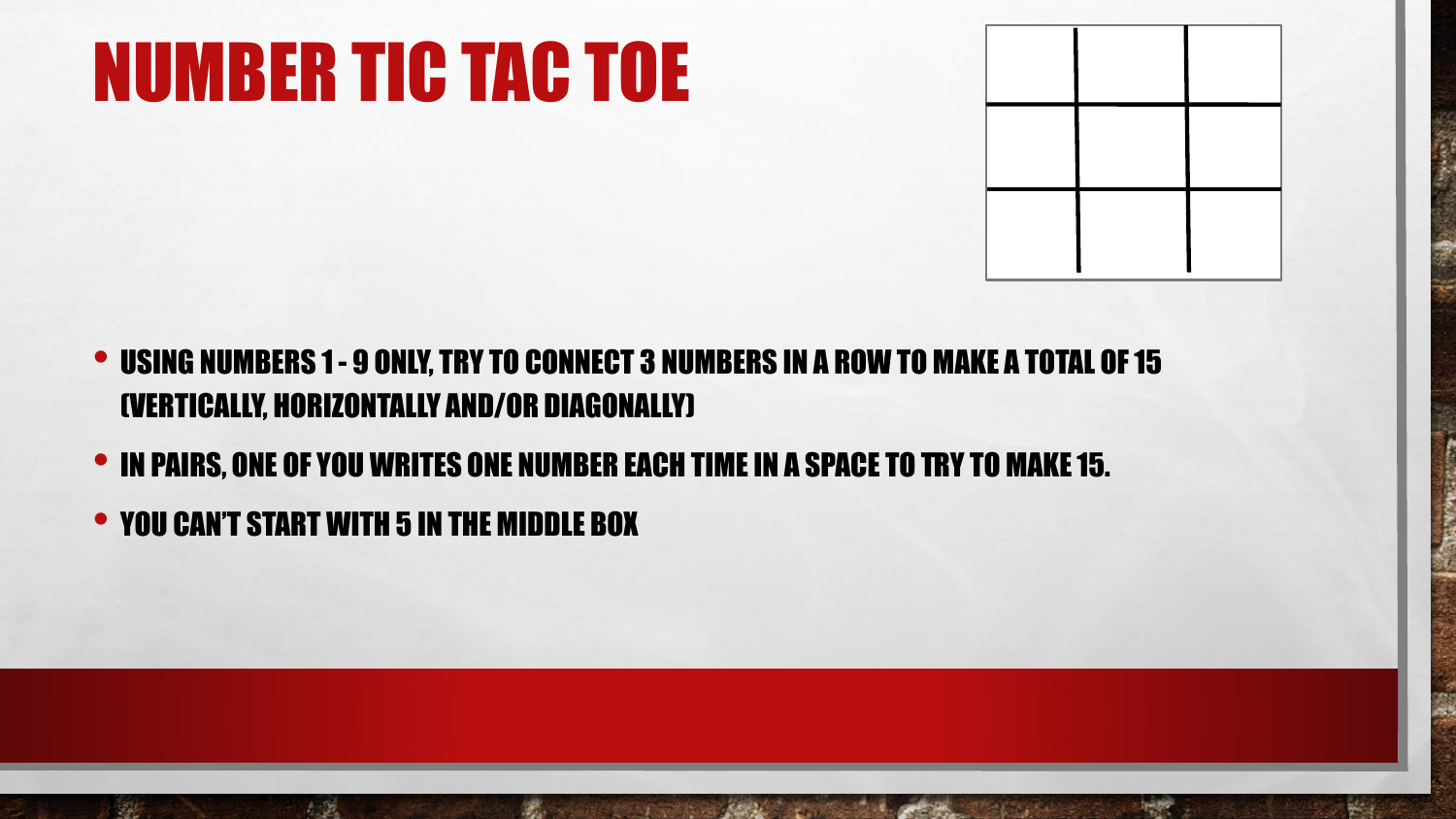# NUMBER TIC TAC TOE

| | | |
|---|---|---|
| | | |
| | | |
| | | |

- USING NUMBERS 1 - 9 ONLY, TRY TO CONNECT 3 NUMBERS IN A ROW TO MAKE A TOTAL OF 15 (VERTICALLY, HORIZONTALLY AND/OR DIAGONALLY)
- IN PAIRS, ONE OF YOU WRITES ONE NUMBER EACH TIME IN A SPACE TO TRY TO MAKE 15.
- YOU CAN'T START WITH 5 IN THE MIDDLE BOX